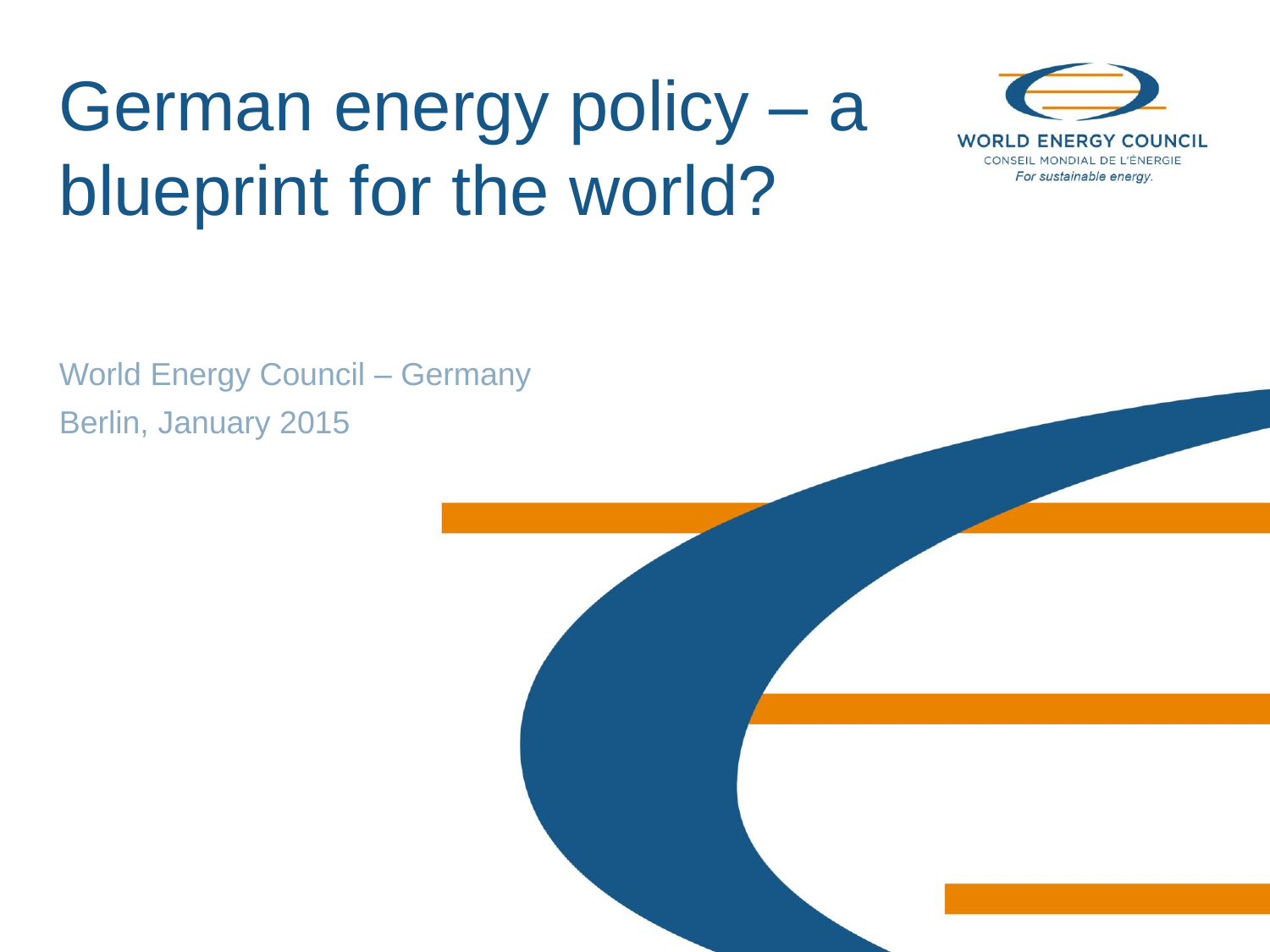# German energy policy – a blueprint for the world?

WORLD ENERGY COUNCIL
CONSEIL MONDIAL DE L'ÉNERGIE
*For sustainable energy.*

World Energy Council – Germany

Berlin, January 2015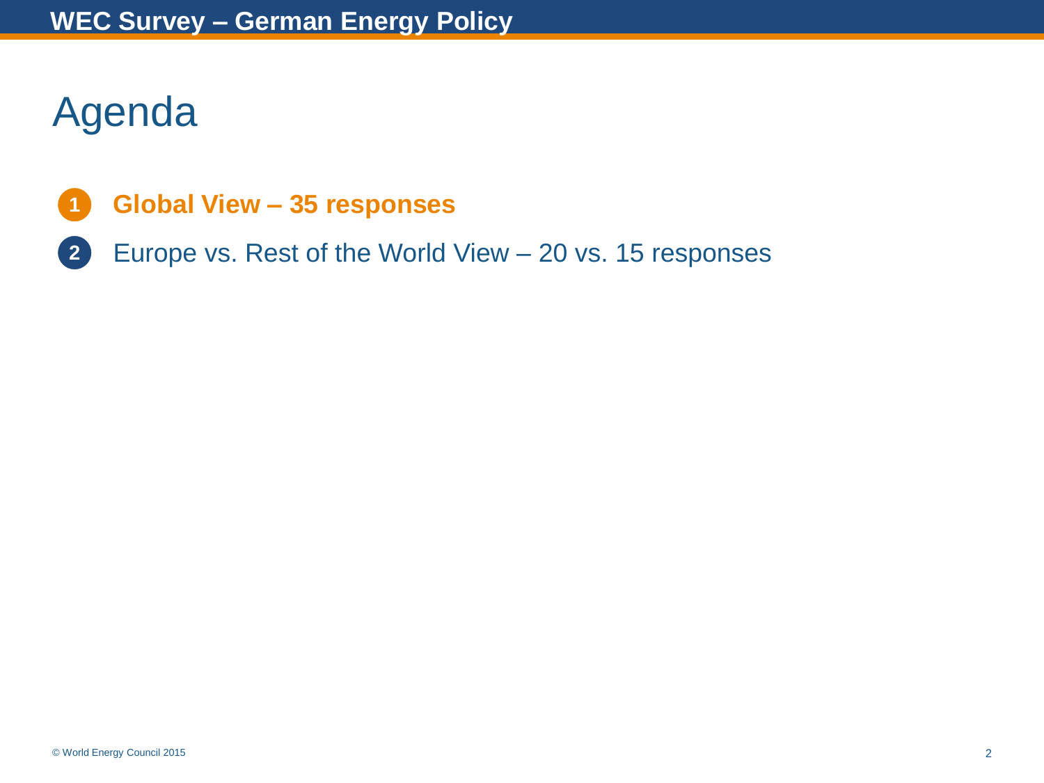# Agenda

1. **Global View – 35 responses**
2. Europe vs. Rest of the World View – 20 vs. 15 responses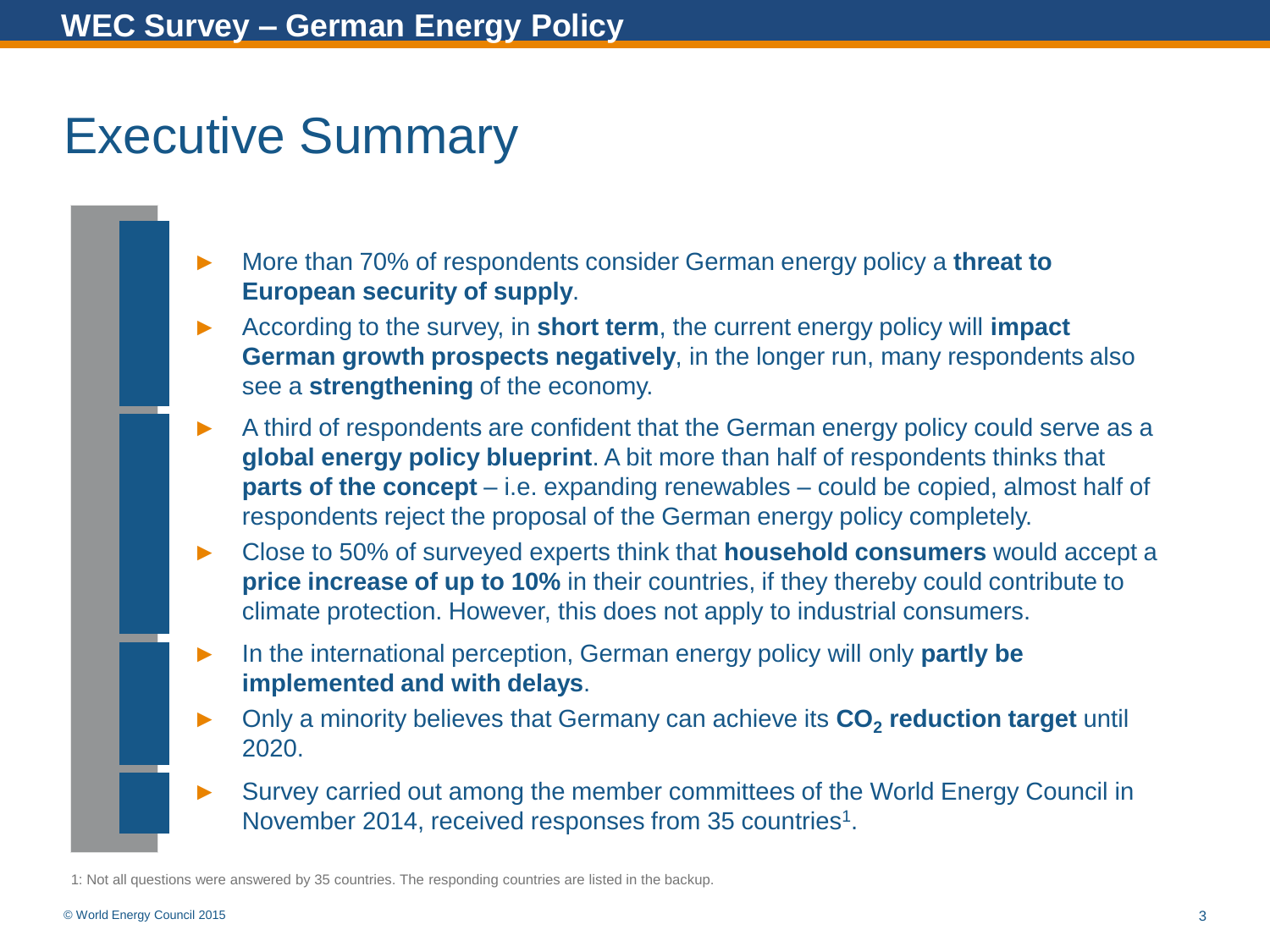# Executive Summary

- More than 70% of respondents consider German energy policy a **threat to European security of supply**.
- According to the survey, in **short term**, the current energy policy will **impact German growth prospects negatively**, in the longer run, many respondents also see a **strengthening** of the economy.
- A third of respondents are confident that the German energy policy could serve as a **global energy policy blueprint**. A bit more than half of respondents thinks that **parts of the concept** – i.e. expanding renewables – could be copied, almost half of respondents reject the proposal of the German energy policy completely.
- Close to 50% of surveyed experts think that **household consumers** would accept a **price increase of up to 10%** in their countries, if they thereby could contribute to climate protection. However, this does not apply to industrial consumers.
- In the international perception, German energy policy will only **partly be implemented and with delays**.
- Only a minority believes that Germany can achieve its **$CO_2$ reduction target** until 2020.
- Survey carried out among the member committees of the World Energy Council in November 2014, received responses from 35 countries[1].

1: Not all questions were answered by 35 countries. The responding countries are listed in the backup.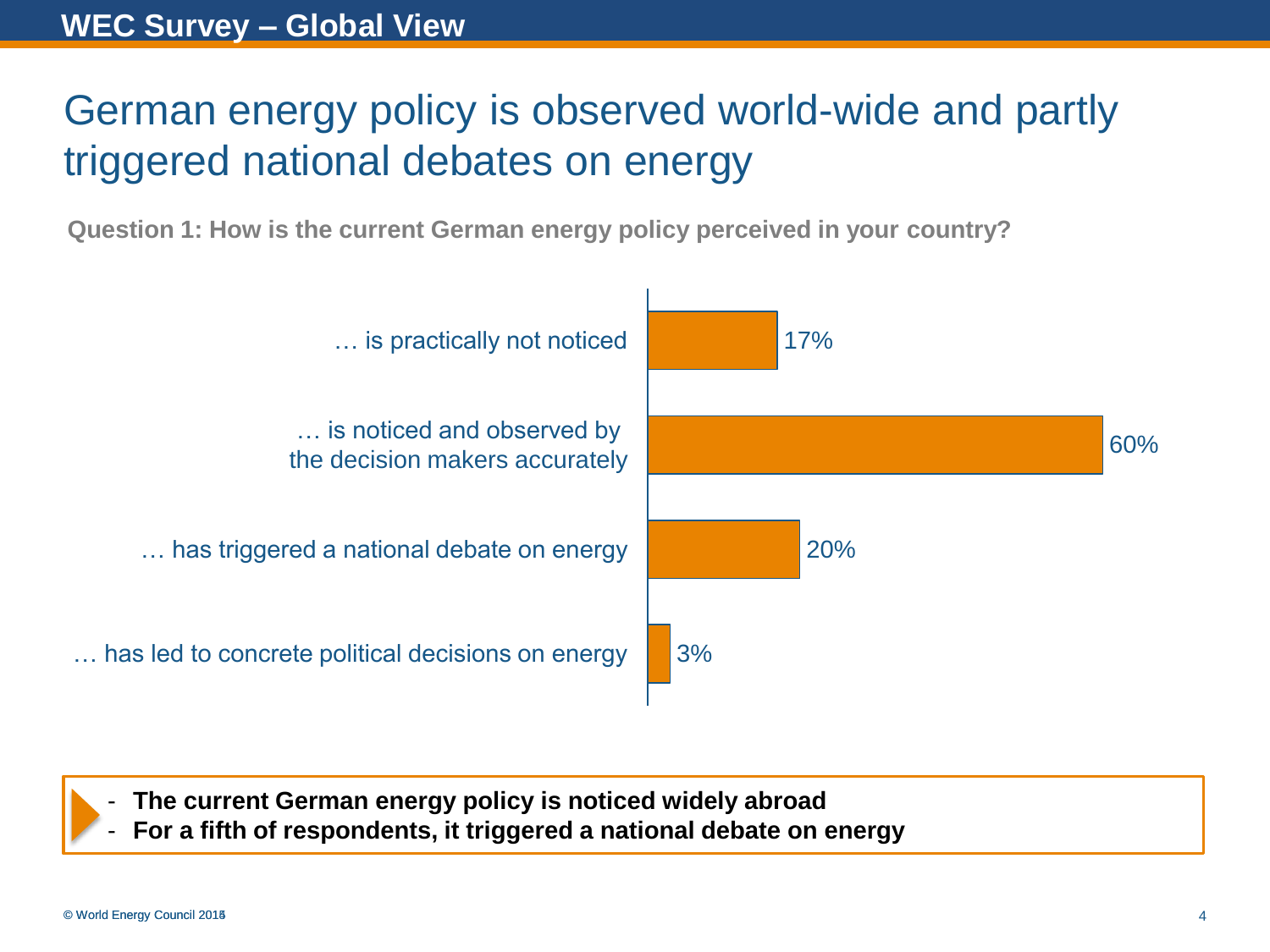## WEC Survey – Global View

# German energy policy is observed world-wide and partly triggered national debates on energy

**Question 1: How is the current German energy policy perceived in your country?**

| Response | Share |
|---|---|
| … is practically not noticed | 17% |
| … is noticed and observed by the decision makers accurately | 60% |
| … has triggered a national debate on energy | 20% |
| … has led to concrete political decisions on energy | 3% |

- **The current German energy policy is noticed widely abroad**
- **For a fifth of respondents, it triggered a national debate on energy**

© World Energy Council 2013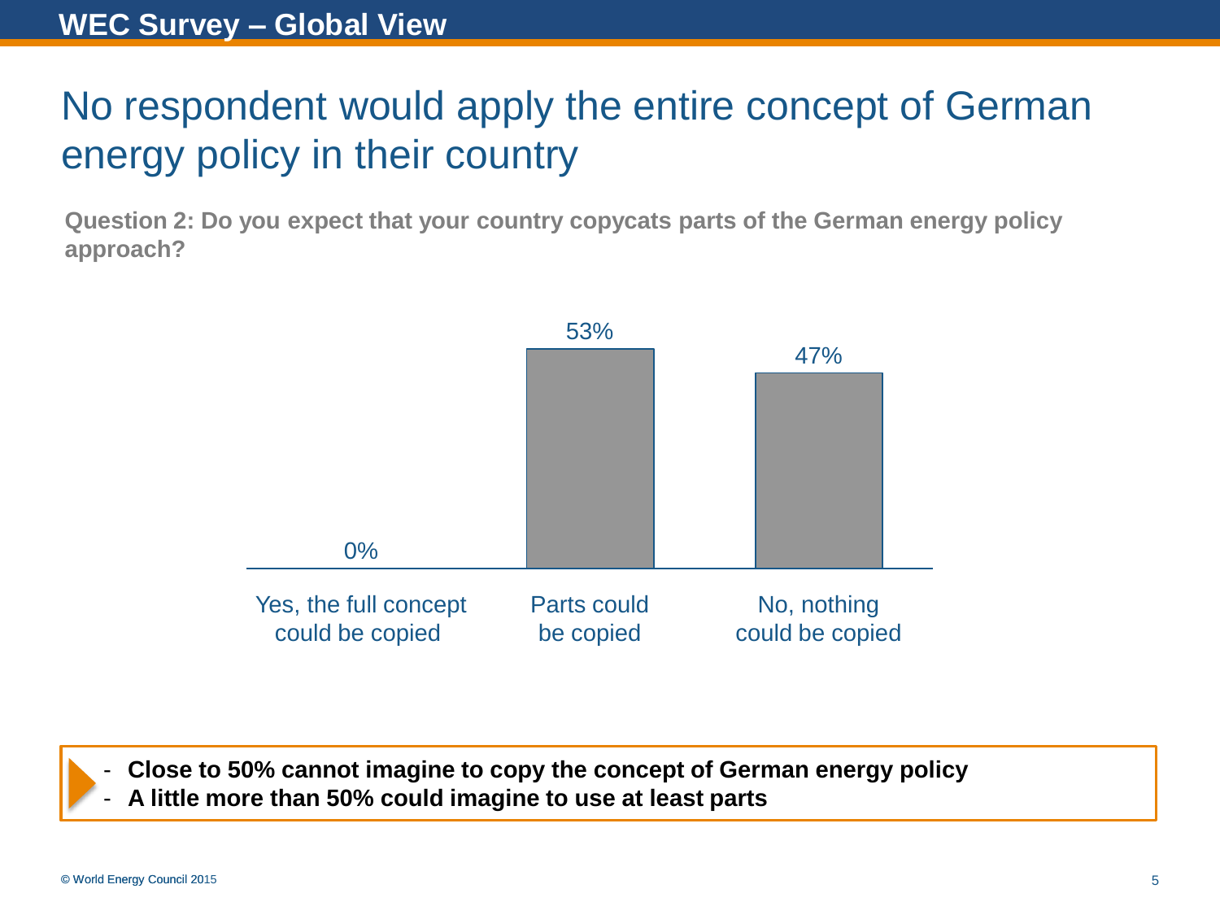**WEC Survey – Global View**

# No respondent would apply the entire concept of German energy policy in their country

**Question 2: Do you expect that your country copycats parts of the German energy policy approach?**

| Yes, the full concept could be copied | Parts could be copied | No, nothing could be copied |
|---|---|---|
| 0% | 53% | 47% |

- **Close to 50% cannot imagine to copy the concept of German energy policy**
- **A little more than 50% could imagine to use at least parts**

© World Energy Council 2015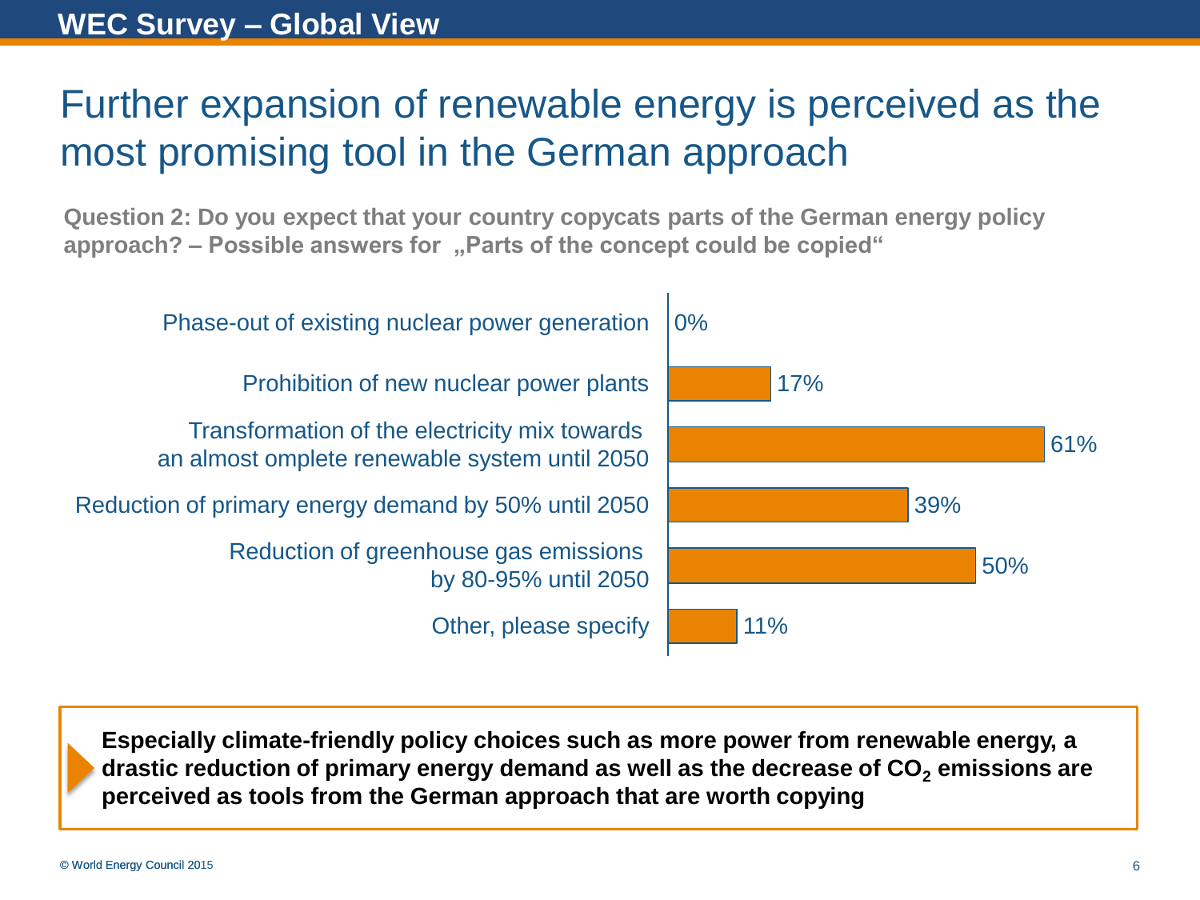## WEC Survey – Global View

# Further expansion of renewable energy is perceived as the most promising tool in the German approach

**Question 2: Do you expect that your country copycats parts of the German energy policy approach? – Possible answers for „Parts of the concept could be copied"**

| Answer | Share |
|---|---|
| Phase-out of existing nuclear power generation | 0% |
| Prohibition of new nuclear power plants | 17% |
| Transformation of the electricity mix towards an almost omplete renewable system until 2050 | 61% |
| Reduction of primary energy demand by 50% until 2050 | 39% |
| Reduction of greenhouse gas emissions by 80-95% until 2050 | 50% |
| Other, please specify | 11% |

**Especially climate-friendly policy choices such as more power from renewable energy, a drastic reduction of primary energy demand as well as the decrease of $CO_2$ emissions are perceived as tools from the German approach that are worth copying**

© World Energy Council 2015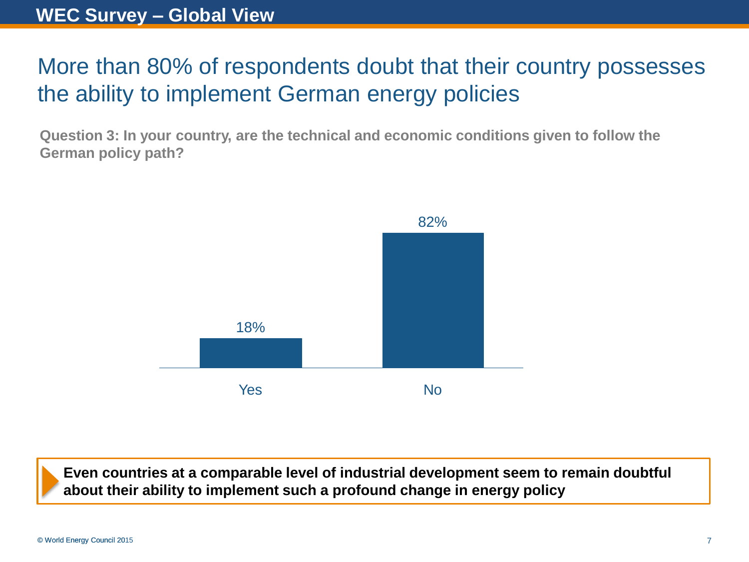## WEC Survey – Global View

# More than 80% of respondents doubt that their country possesses the ability to implement German energy policies

**Question 3: In your country, are the technical and economic conditions given to follow the German policy path?**

| Answer | Share |
| --- | --- |
| Yes | 18% |
| No | 82% |

**Even countries at a comparable level of industrial development seem to remain doubtful about their ability to implement such a profound change in energy policy**

© World Energy Council 2015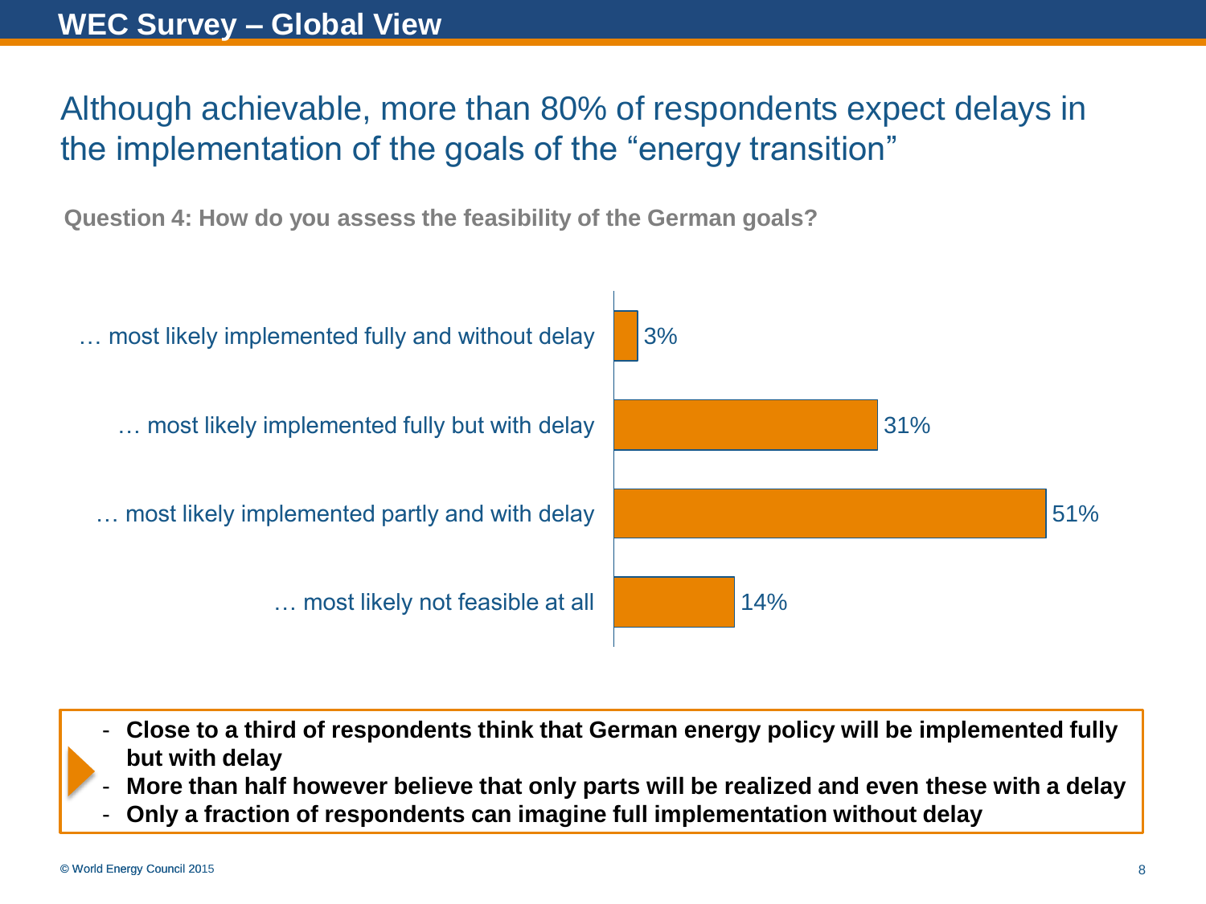## WEC Survey – Global View

# Although achievable, more than 80% of respondents expect delays in the implementation of the goals of the "energy transition"

**Question 4: How do you assess the feasibility of the German goals?**

| Response | Share |
| --- | --- |
| … most likely implemented fully and without delay | 3% |
| … most likely implemented fully but with delay | 31% |
| … most likely implemented partly and with delay | 51% |
| … most likely not feasible at all | 14% |

- **Close to a third of respondents think that German energy policy will be implemented fully but with delay**
- **More than half however believe that only parts will be realized and even these with a delay**
- **Only a fraction of respondents can imagine full implementation without delay**

© World Energy Council 2015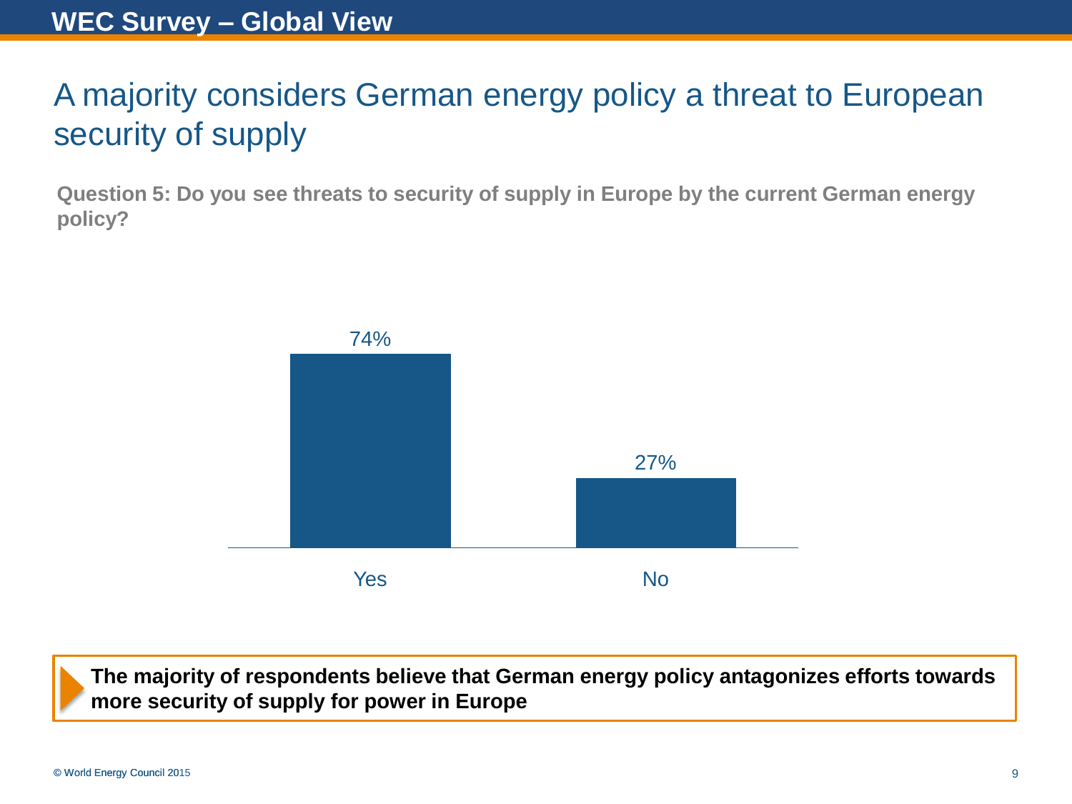## WEC Survey – Global View

# A majority considers German energy policy a threat to European security of supply

**Question 5: Do you see threats to security of supply in Europe by the current German energy policy?**

| Answer | Share |
|---|---|
| Yes | 74% |
| No | 27% |

**The majority of respondents believe that German energy policy antagonizes efforts towards more security of supply for power in Europe**

© World Energy Council 2015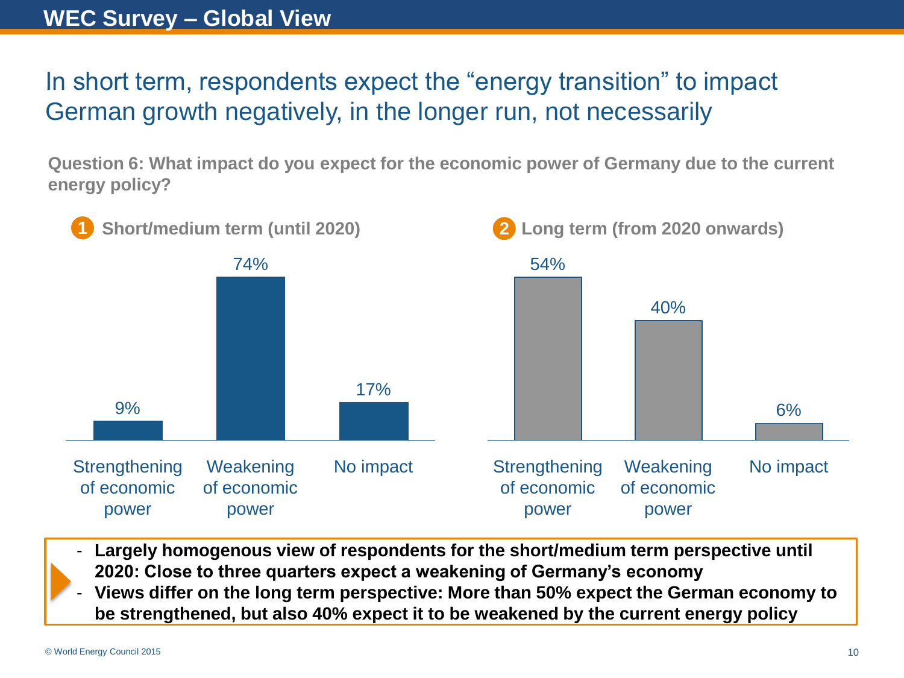## WEC Survey – Global View

# In short term, respondents expect the "energy transition" to impact German growth negatively, in the longer run, not necessarily

**Question 6: What impact do you expect for the economic power of Germany due to the current energy policy?**

**1 Short/medium term (until 2020)**

| Strengthening of economic power | Weakening of economic power | No impact |
|---|---|---|
| 9% | 74% | 17% |

**2 Long term (from 2020 onwards)**

| Strengthening of economic power | Weakening of economic power | No impact |
|---|---|---|
| 54% | 40% | 6% |

- **Largely homogenous view of respondents for the short/medium term perspective until 2020: Close to three quarters expect a weakening of Germany's economy**
- **Views differ on the long term perspective: More than 50% expect the German economy to be strengthened, but also 40% expect it to be weakened by the current energy policy**

© World Energy Council 2015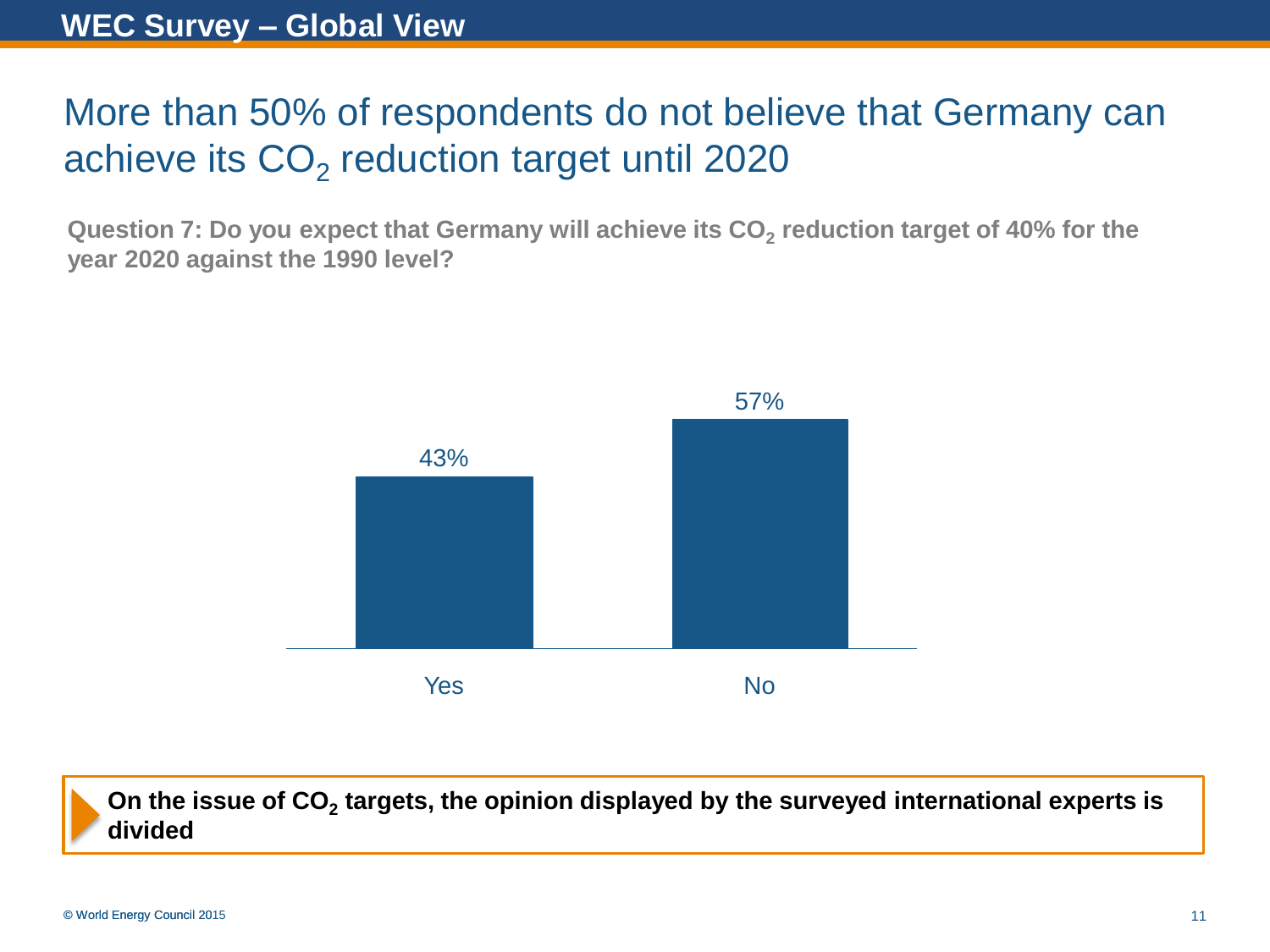# WEC Survey – Global View

## More than 50% of respondents do not believe that Germany can achieve its $CO_2$ reduction target until 2020

**Question 7: Do you expect that Germany will achieve its $CO_2$ reduction target of 40% for the year 2020 against the 1990 level?**

| Answer | Share |
|---|---|
| Yes | 43% |
| No | 57% |

**On the issue of $CO_2$ targets, the opinion displayed by the surveyed international experts is divided**

© World Energy Council 2015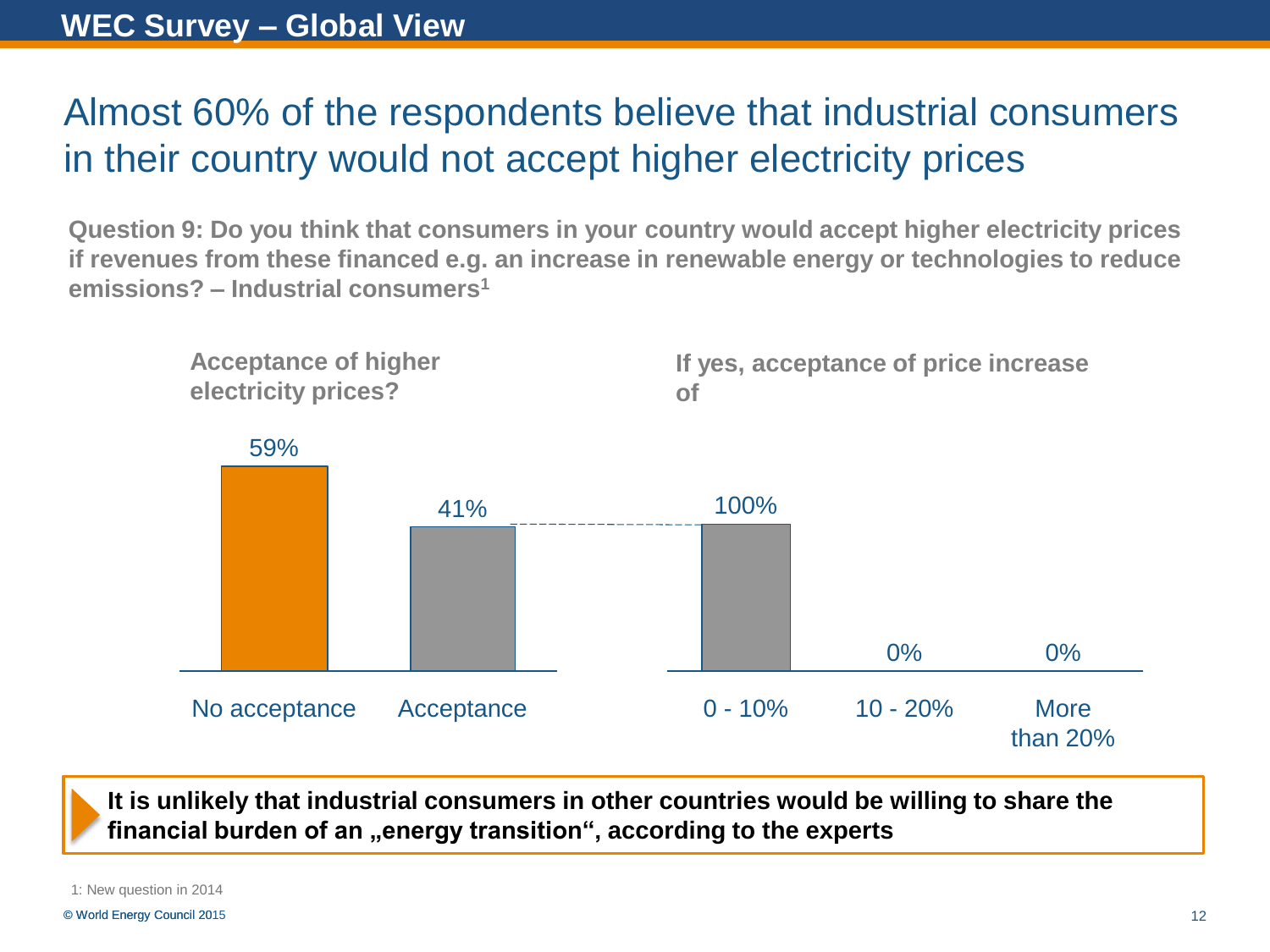## WEC Survey – Global View

# Almost 60% of the respondents believe that industrial consumers in their country would not accept higher electricity prices

**Question 9: Do you think that consumers in your country would accept higher electricity prices if revenues from these financed e.g. an increase in renewable energy or technologies to reduce emissions? – Industrial consumers[1]**

**Acceptance of higher electricity prices?**

| No acceptance | Acceptance |
|---|---|
| 59% | 41% |

**If yes, acceptance of price increase of**

| 0 - 10% | 10 - 20% | More than 20% |
|---|---|---|
| 100% | 0% | 0% |

**It is unlikely that industrial consumers in other countries would be willing to share the financial burden of an „energy transition“, according to the experts**

1: New question in 2014

© World Energy Council 2015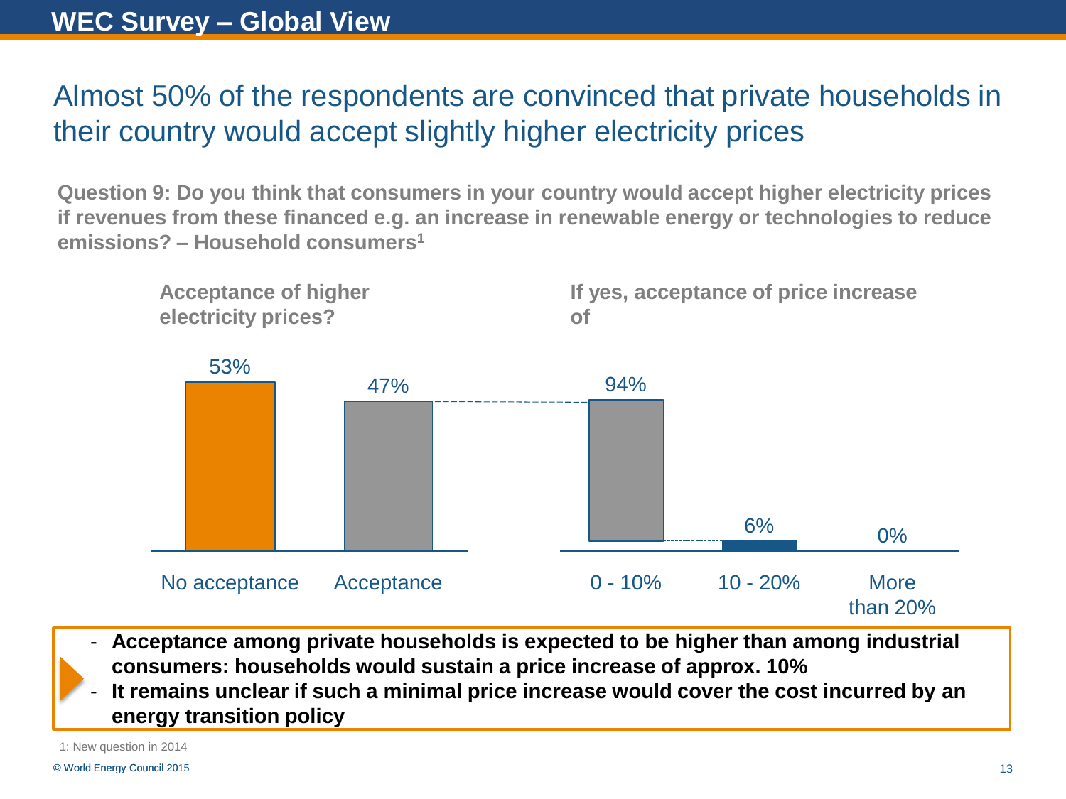# WEC Survey – Global View

## Almost 50% of the respondents are convinced that private households in their country would accept slightly higher electricity prices

**Question 9: Do you think that consumers in your country would accept higher electricity prices if revenues from these financed e.g. an increase in renewable energy or technologies to reduce emissions? – Household consumers[1]**

**Acceptance of higher electricity prices?**

| No acceptance | Acceptance |
| --- | --- |
| 53% | 47% |

**If yes, acceptance of price increase of**

| 0 - 10% | 10 - 20% | More than 20% |
| --- | --- | --- |
| 94% | 6% | 0% |

- **Acceptance among private households is expected to be higher than among industrial consumers: households would sustain a price increase of approx. 10%**
- **It remains unclear if such a minimal price increase would cover the cost incurred by an energy transition policy**

1: New question in 2014

© World Energy Council 2015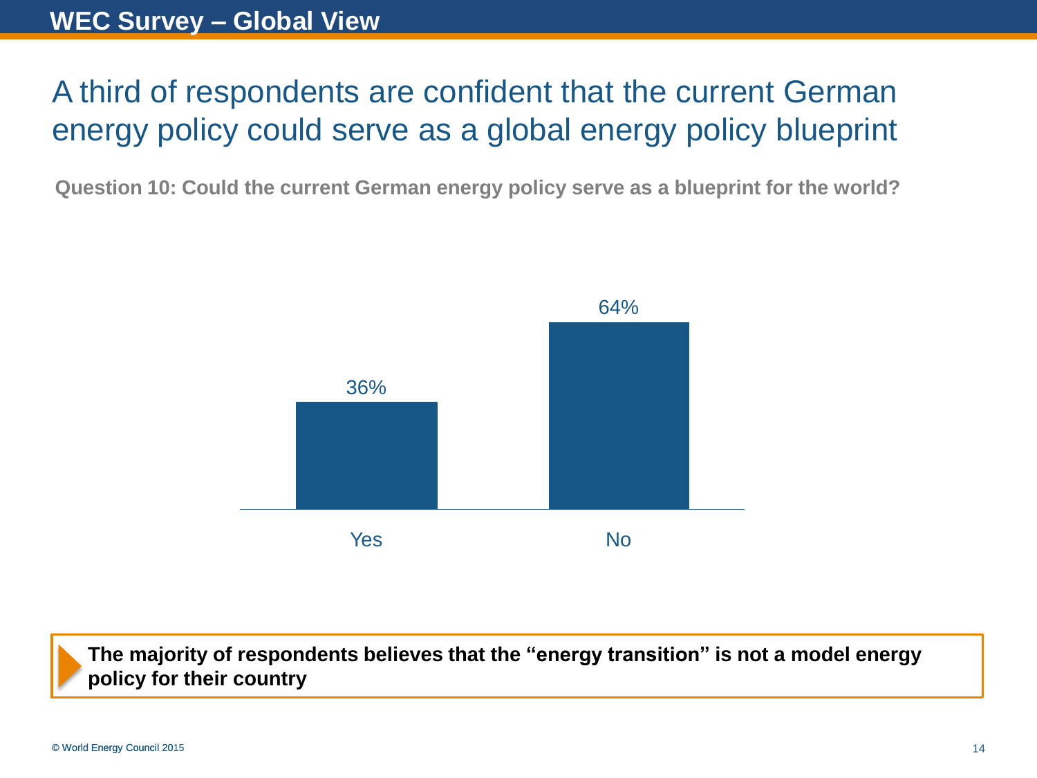## WEC Survey – Global View

# A third of respondents are confident that the current German energy policy could serve as a global energy policy blueprint

**Question 10: Could the current German energy policy serve as a blueprint for the world?**

| Answer | Share |
|---|---|
| Yes | 36% |
| No | 64% |

**The majority of respondents believes that the "energy transition" is not a model energy policy for their country**

© World Energy Council 2015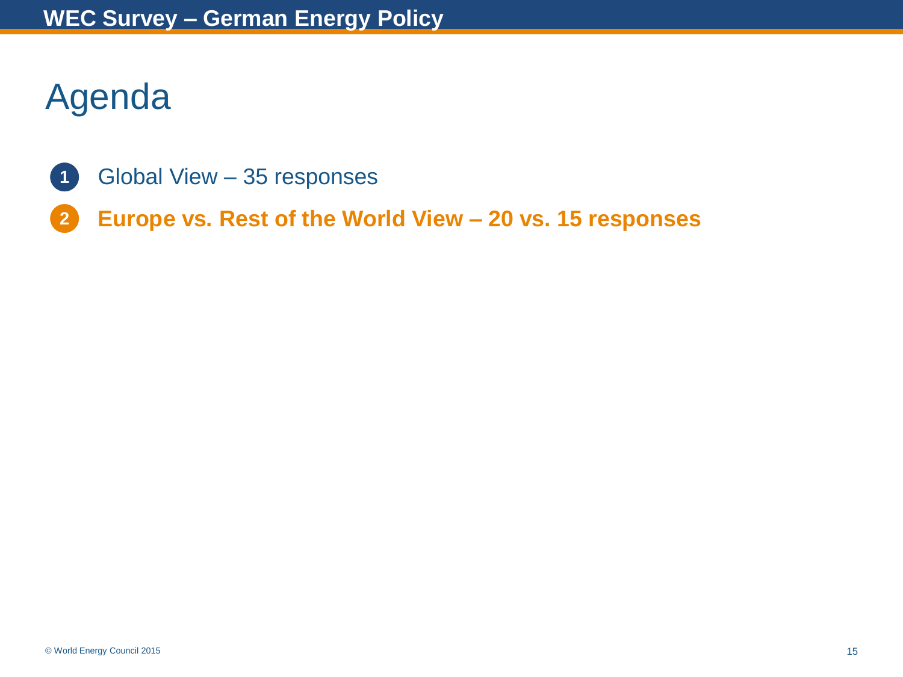# Agenda

1. Global View – 35 responses
2. **Europe vs. Rest of the World View – 20 vs. 15 responses**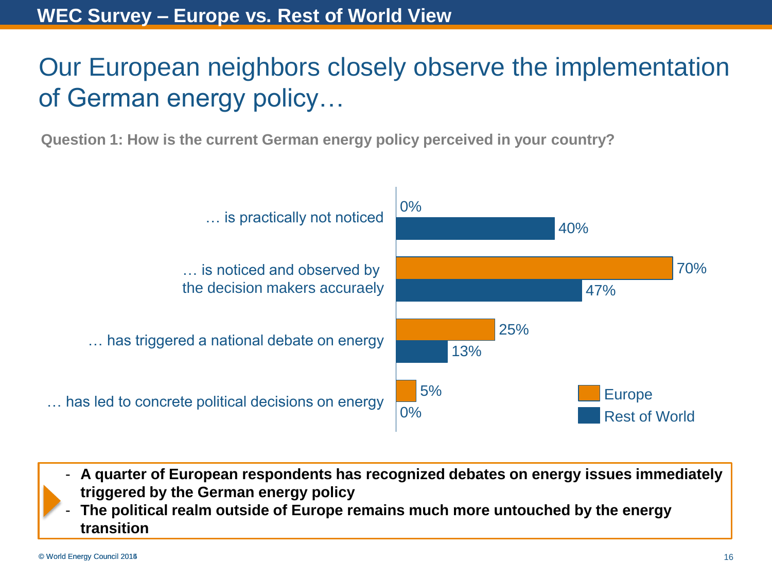## WEC Survey – Europe vs. Rest of World View

# Our European neighbors closely observe the implementation of German energy policy…

**Question 1: How is the current German energy policy perceived in your country?**

| | Europe | Rest of World |
|---|---|---|
| … is practically not noticed | 0% | 40% |
| … is noticed and observed by the decision makers accuraely | 70% | 47% |
| … has triggered a national debate on energy | 25% | 13% |
| … has led to concrete political decisions on energy | 5% | 0% |

- **A quarter of European respondents has recognized debates on energy issues immediately triggered by the German energy policy**
- **The political realm outside of Europe remains much more untouched by the energy transition**

© World Energy Council 2013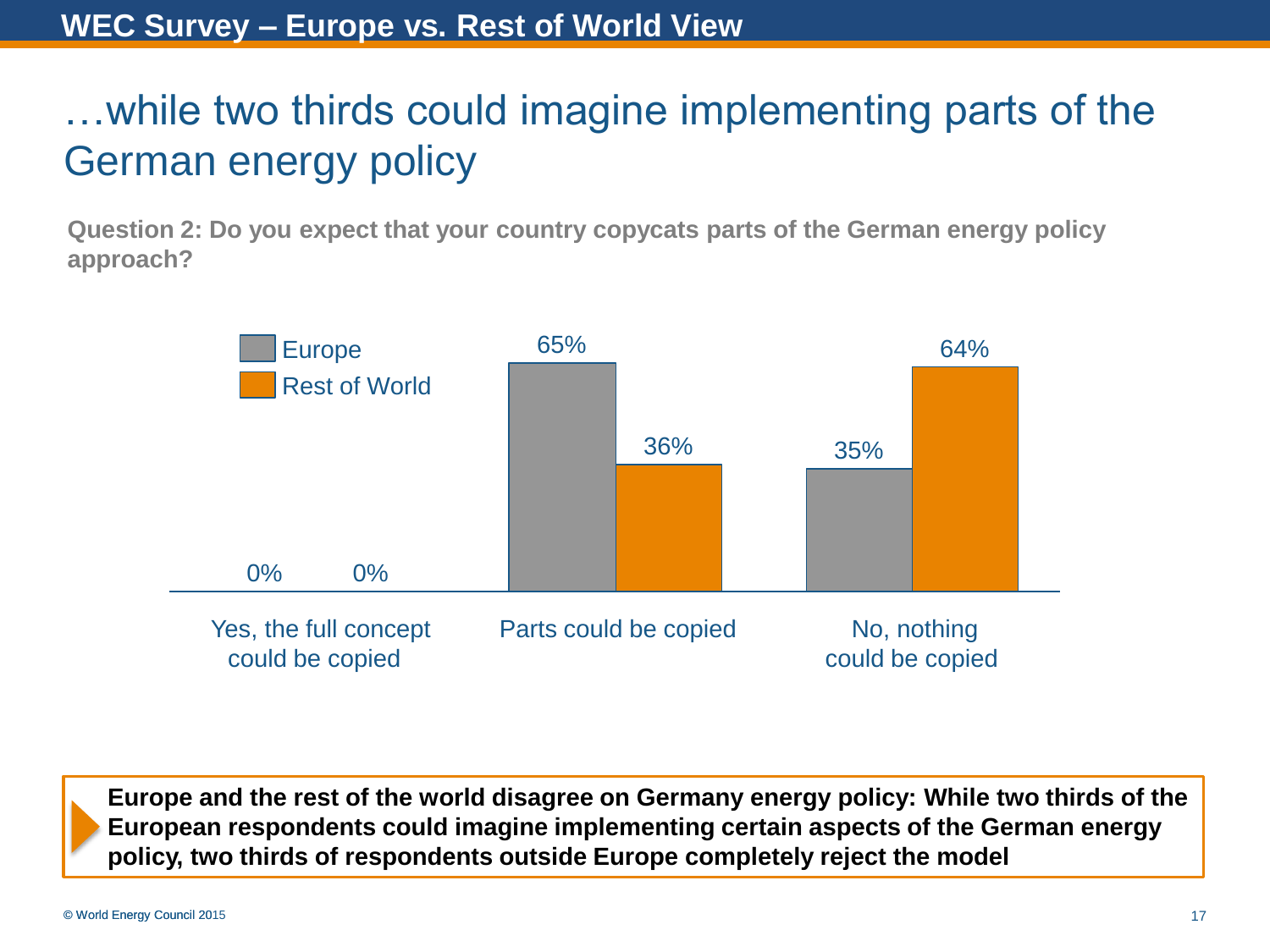## WEC Survey – Europe vs. Rest of World View

# …while two thirds could imagine implementing parts of the German energy policy

**Question 2: Do you expect that your country copycats parts of the German energy policy approach?**

| | Europe | Rest of World |
|---|---|---|
| Yes, the full concept could be copied | 0% | 0% |
| Parts could be copied | 65% | 36% |
| No, nothing could be copied | 35% | 64% |

**Europe and the rest of the world disagree on Germany energy policy: While two thirds of the European respondents could imagine implementing certain aspects of the German energy policy, two thirds of respondents outside Europe completely reject the model**

© World Energy Council 2015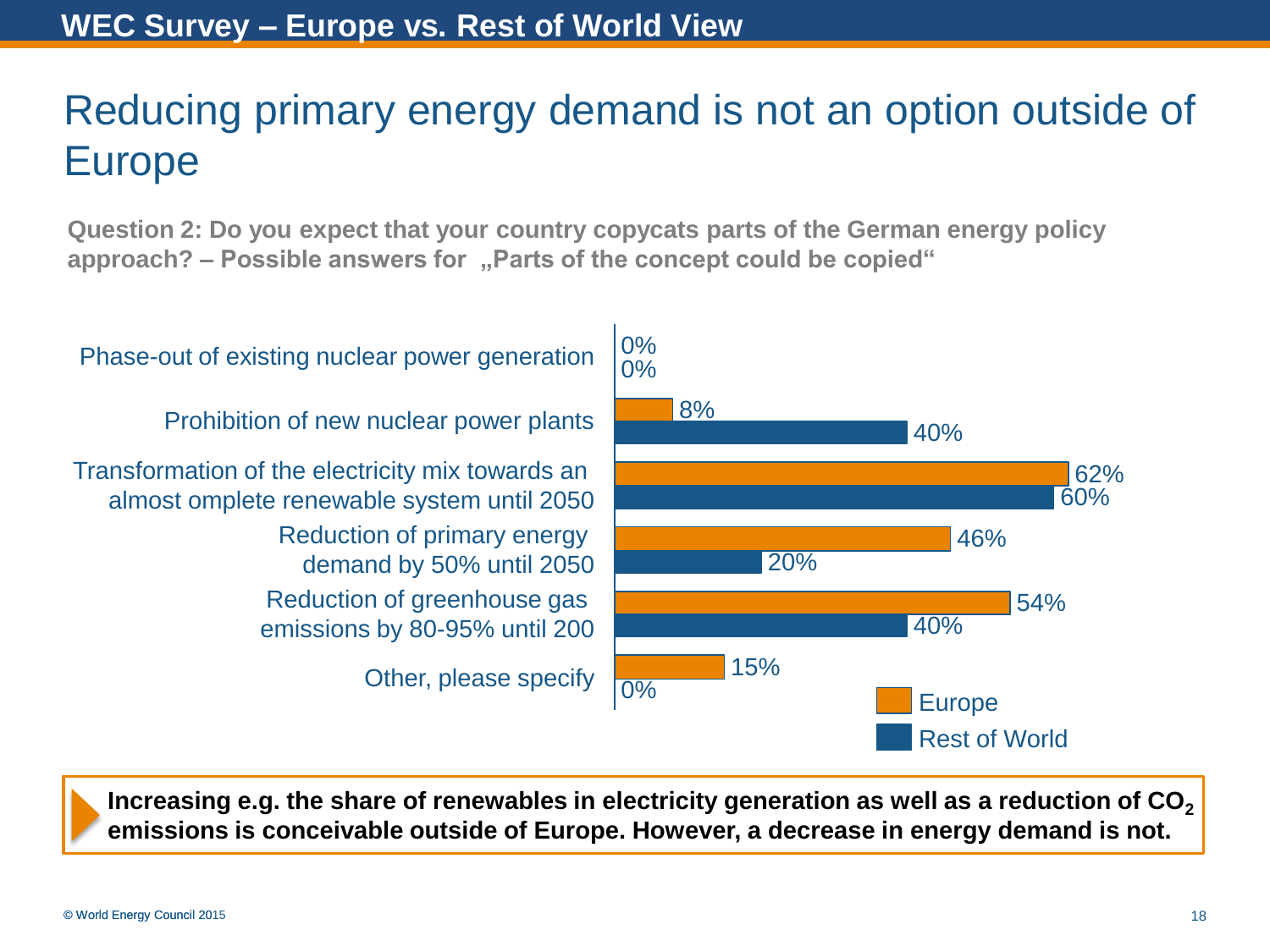## WEC Survey – Europe vs. Rest of World View

# Reducing primary energy demand is not an option outside of Europe

**Question 2: Do you expect that your country copycats parts of the German energy policy approach? – Possible answers for „Parts of the concept could be copied“**

| | Europe | Rest of World |
|---|---|---|
| Phase-out of existing nuclear power generation | 0% | 0% |
| Prohibition of new nuclear power plants | 8% | 40% |
| Transformation of the electricity mix towards an almost omplete renewable system until 2050 | 62% | 60% |
| Reduction of primary energy demand by 50% until 2050 | 46% | 20% |
| Reduction of greenhouse gas emissions by 80-95% until 200 | 54% | 40% |
| Other, please specify | 15% | 0% |

**Increasing e.g. the share of renewables in electricity generation as well as a reduction of $CO_2$ emissions is conceivable outside of Europe. However, a decrease in energy demand is not.**

© World Energy Council 2015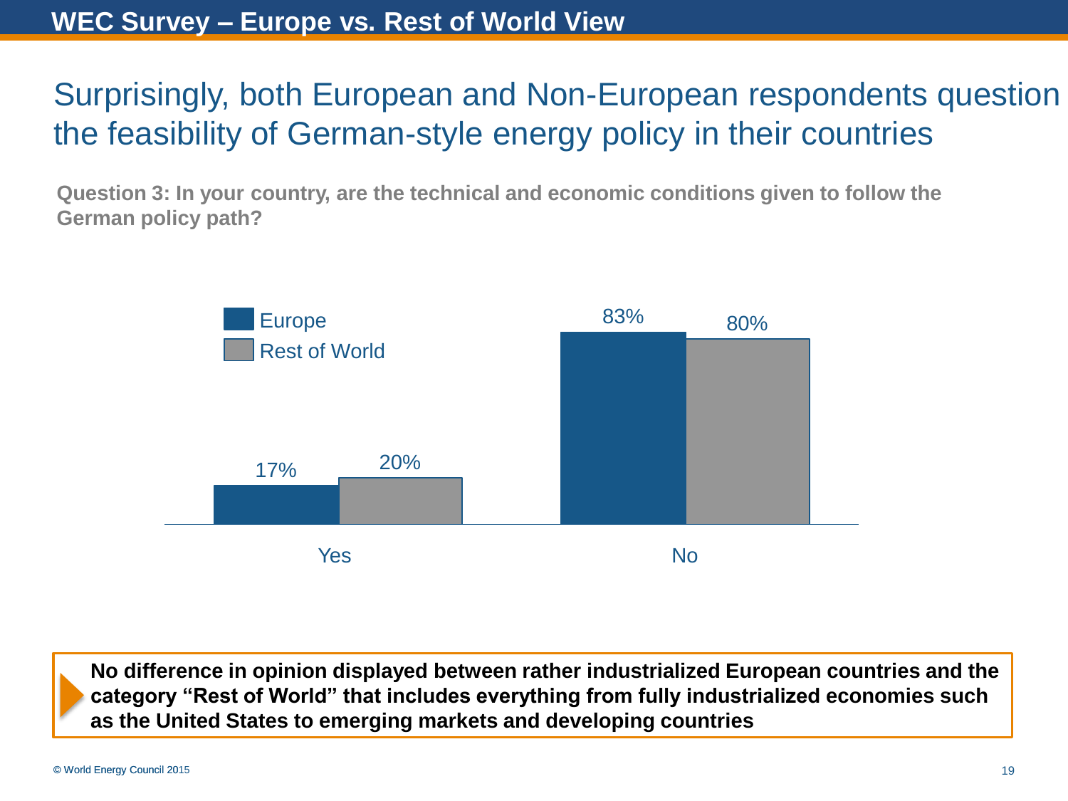# WEC Survey – Europe vs. Rest of World View

## Surprisingly, both European and Non-European respondents question the feasibility of German-style energy policy in their countries

**Question 3: In your country, are the technical and economic conditions given to follow the German policy path?**

| | Europe | Rest of World |
|---|---|---|
| Yes | 17% | 20% |
| No | 83% | 80% |

**No difference in opinion displayed between rather industrialized European countries and the category "Rest of World" that includes everything from fully industrialized economies such as the United States to emerging markets and developing countries**

© World Energy Council 2015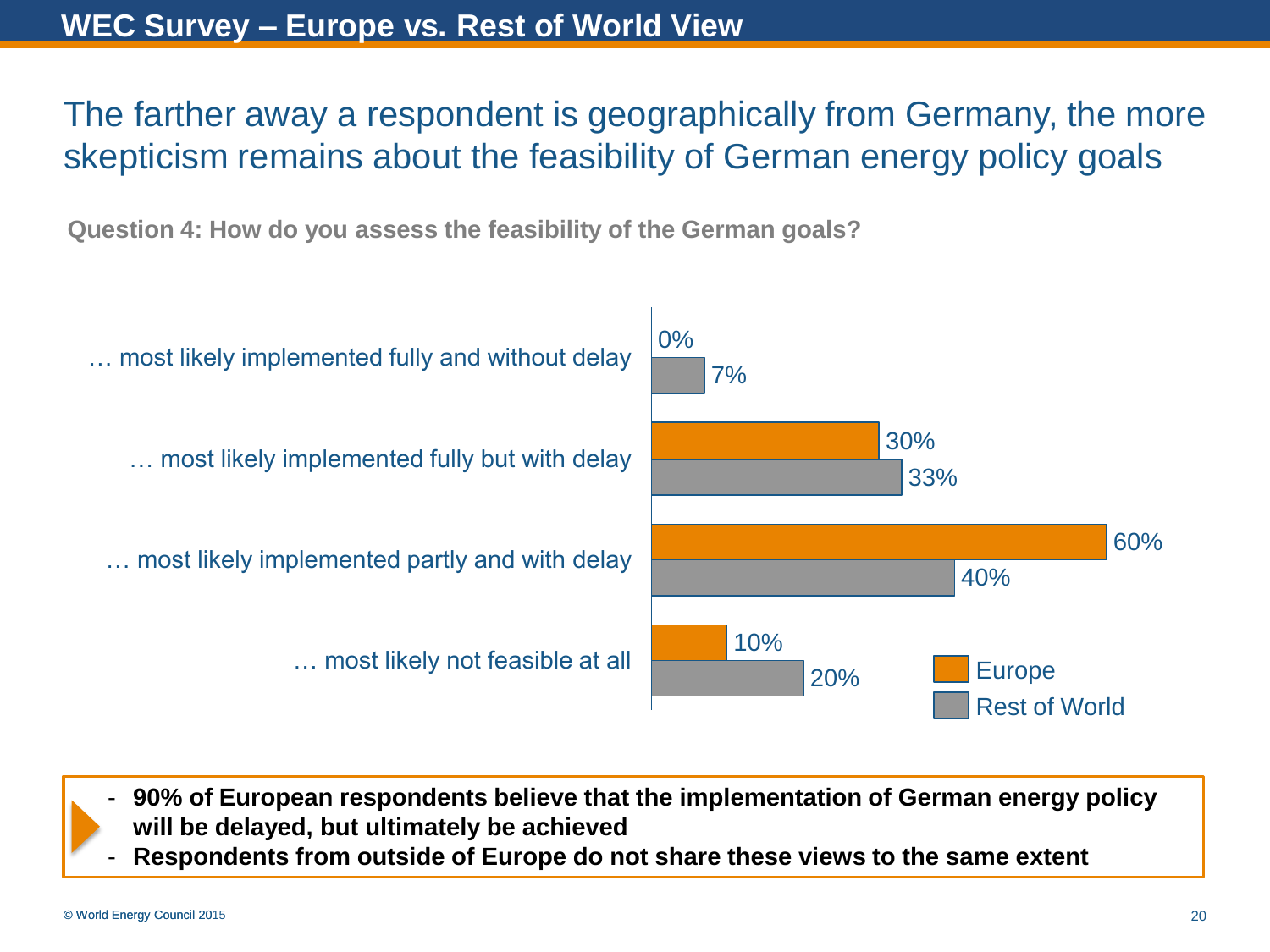# WEC Survey – Europe vs. Rest of World View

## The farther away a respondent is geographically from Germany, the more skepticism remains about the feasibility of German energy policy goals

**Question 4: How do you assess the feasibility of the German goals?**

| | Europe | Rest of World |
|---|---|---|
| … most likely implemented fully and without delay | 0% | 7% |
| … most likely implemented fully but with delay | 30% | 33% |
| … most likely implemented partly and with delay | 60% | 40% |
| … most likely not feasible at all | 10% | 20% |

- **90% of European respondents believe that the implementation of German energy policy will be delayed, but ultimately be achieved**
- **Respondents from outside of Europe do not share these views to the same extent**

© World Energy Council 2015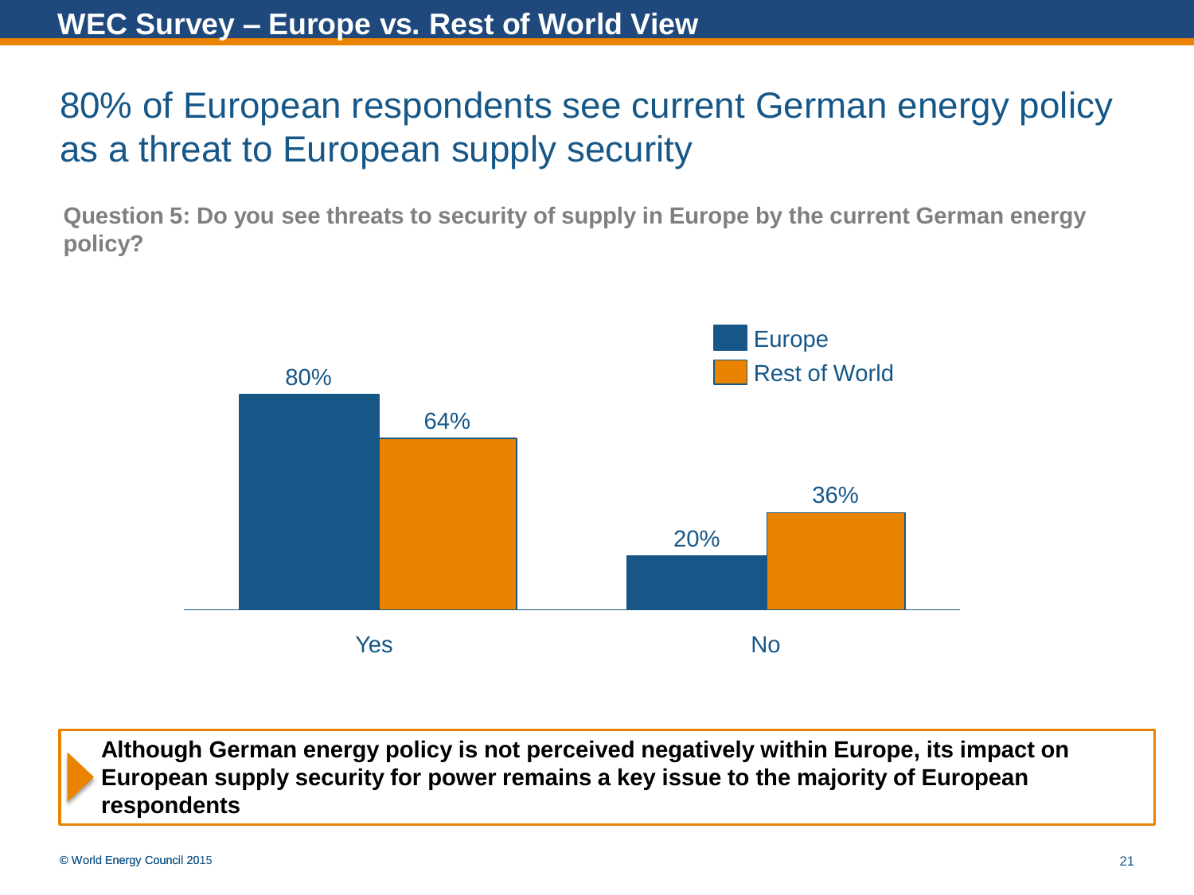# WEC Survey – Europe vs. Rest of World View

## 80% of European respondents see current German energy policy as a threat to European supply security

**Question 5: Do you see threats to security of supply in Europe by the current German energy policy?**

| | Europe | Rest of World |
|---|---|---|
| Yes | 80% | 64% |
| No | 20% | 36% |

**Although German energy policy is not perceived negatively within Europe, its impact on European supply security for power remains a key issue to the majority of European respondents**

© World Energy Council 2015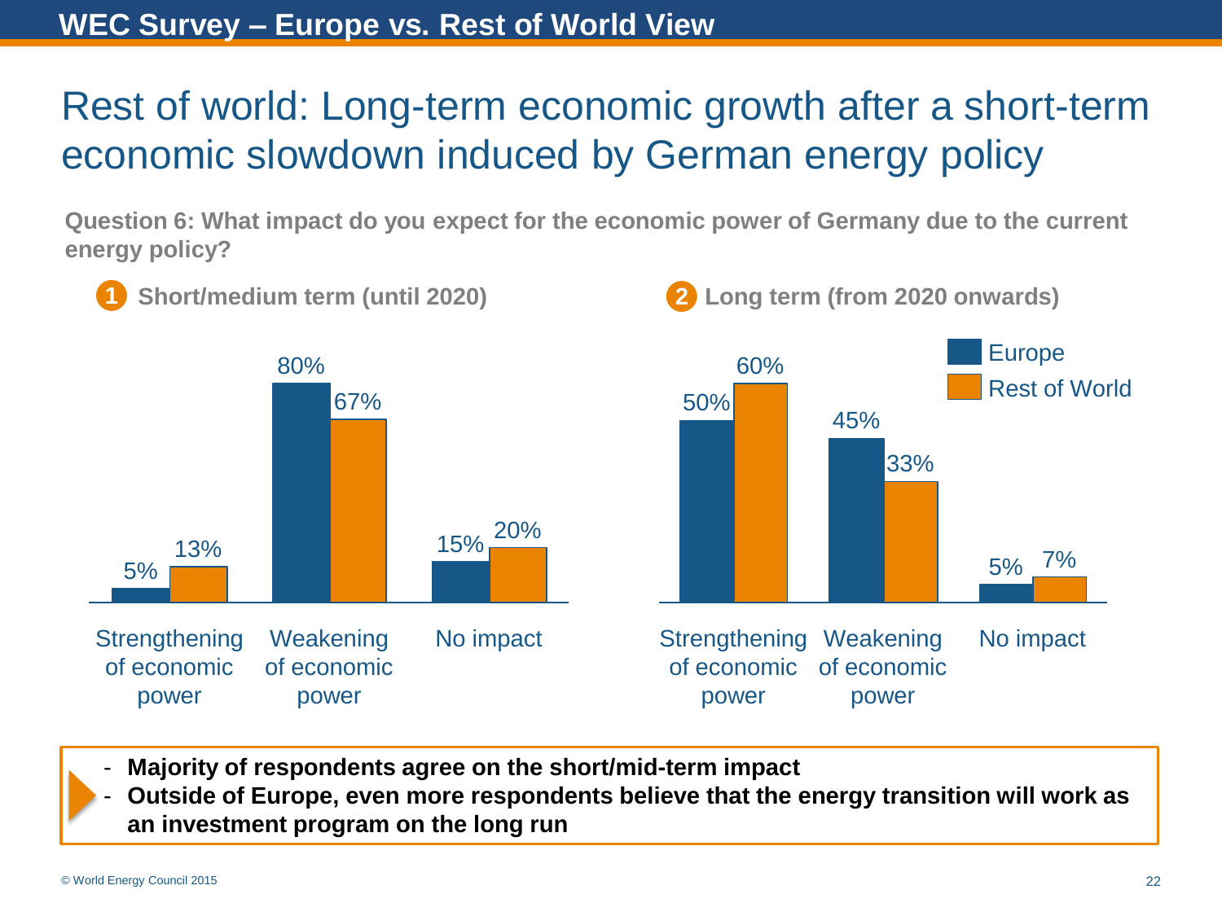## WEC Survey – Europe vs. Rest of World View

# Rest of world: Long-term economic growth after a short-term economic slowdown induced by German energy policy

**Question 6: What impact do you expect for the economic power of Germany due to the current energy policy?**

**1 Short/medium term (until 2020)**

| | Europe | Rest of World |
|---|---|---|
| Strengthening of economic power | 5% | 13% |
| Weakening of economic power | 80% | 67% |
| No impact | 15% | 20% |

**2 Long term (from 2020 onwards)**

| | Europe | Rest of World |
|---|---|---|
| Strengthening of economic power | 50% | 60% |
| Weakening of economic power | 45% | 33% |
| No impact | 5% | 7% |

- **Majority of respondents agree on the short/mid-term impact**
- **Outside of Europe, even more respondents believe that the energy transition will work as an investment program on the long run**

© World Energy Council 2015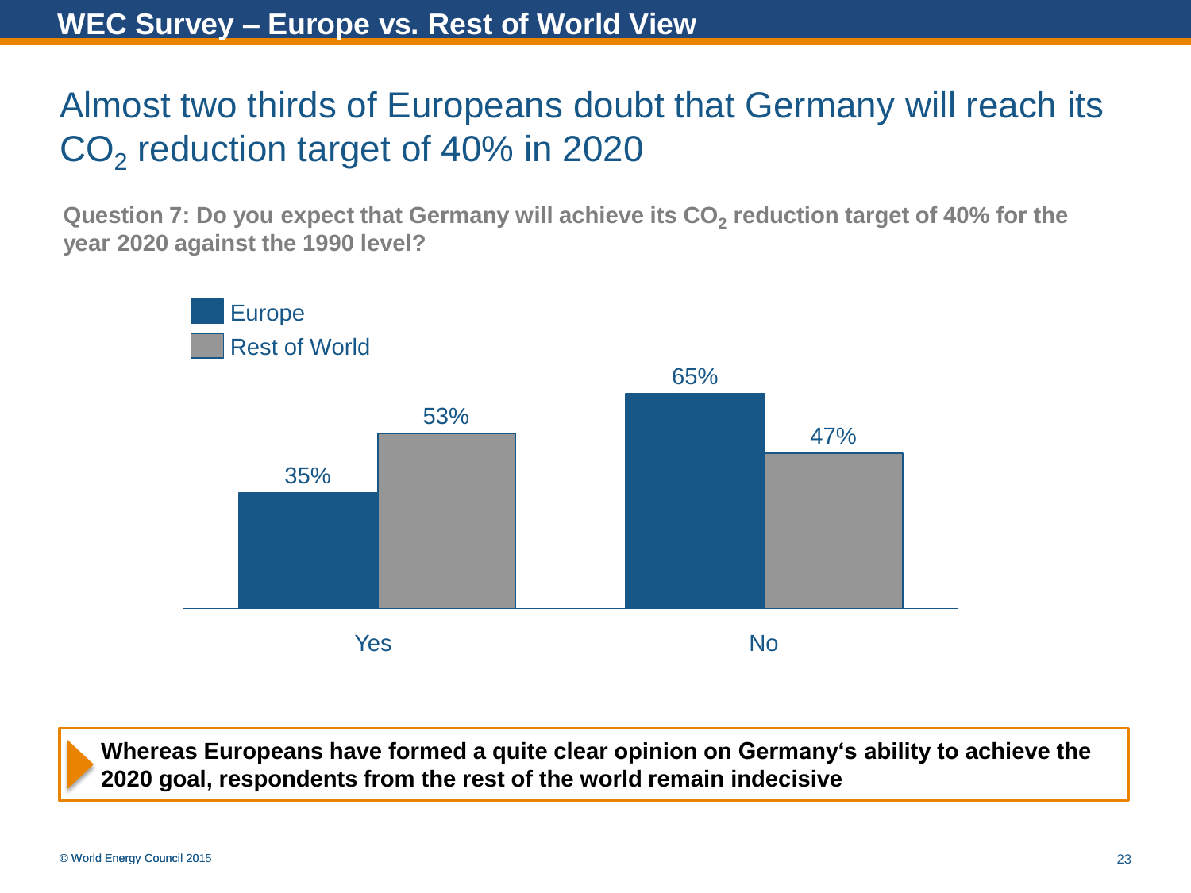# WEC Survey – Europe vs. Rest of World View

## Almost two thirds of Europeans doubt that Germany will reach its $CO_2$ reduction target of 40% in 2020

**Question 7: Do you expect that Germany will achieve its $CO_2$ reduction target of 40% for the year 2020 against the 1990 level?**

| | Europe | Rest of World |
|---|---|---|
| Yes | 35% | 53% |
| No | 65% | 47% |

**Whereas Europeans have formed a quite clear opinion on Germany's ability to achieve the 2020 goal, respondents from the rest of the world remain indecisive**

© World Energy Council 2015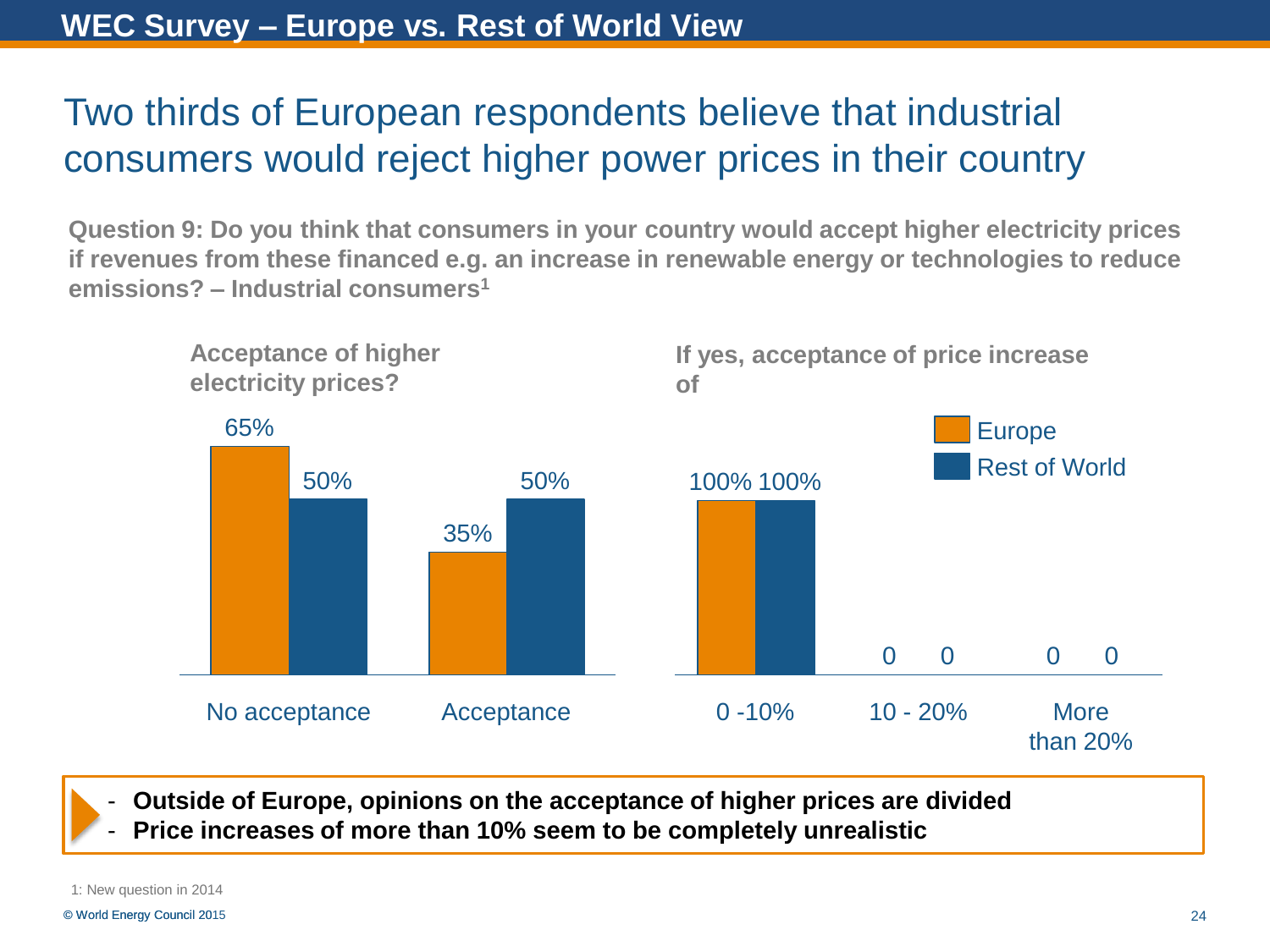## WEC Survey – Europe vs. Rest of World View

# Two thirds of European respondents believe that industrial consumers would reject higher power prices in their country

**Question 9: Do you think that consumers in your country would accept higher electricity prices if revenues from these financed e.g. an increase in renewable energy or technologies to reduce emissions? – Industrial consumers[1]**

**Acceptance of higher electricity prices?**

| | Europe | Rest of World |
|---|---|---|
| No acceptance | 65% | 50% |
| Acceptance | 35% | 50% |

**If yes, acceptance of price increase of**

| | Europe | Rest of World |
|---|---|---|
| 0 -10% | 100% | 100% |
| 10 - 20% | 0 | 0 |
| More than 20% | 0 | 0 |

- **Outside of Europe, opinions on the acceptance of higher prices are divided**
- **Price increases of more than 10% seem to be completely unrealistic**

1: New question in 2014

© World Energy Council 2015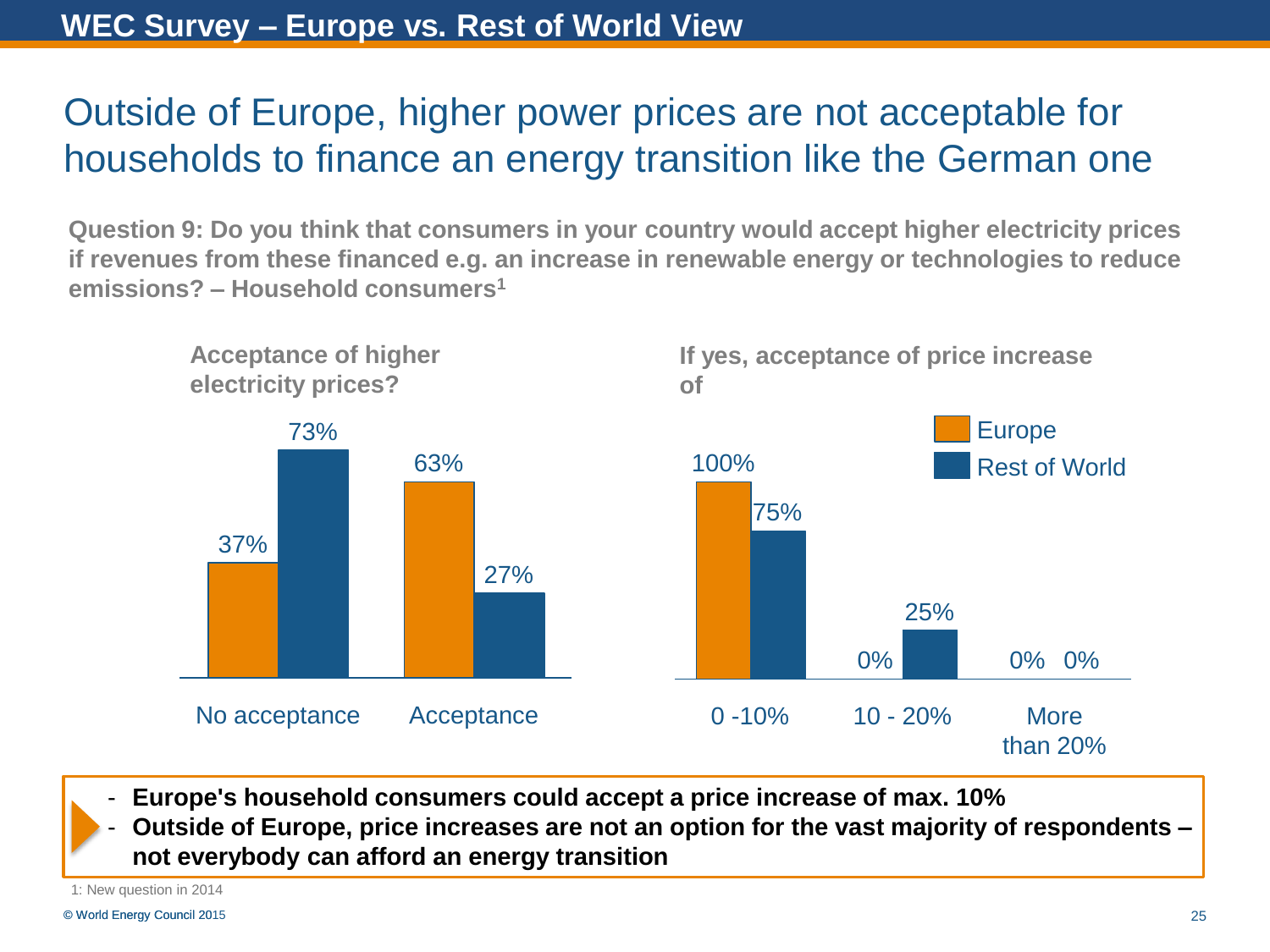## WEC Survey – Europe vs. Rest of World View

# Outside of Europe, higher power prices are not acceptable for households to finance an energy transition like the German one

**Question 9: Do you think that consumers in your country would accept higher electricity prices if revenues from these financed e.g. an increase in renewable energy or technologies to reduce emissions? – Household consumers[1]**

**Acceptance of higher electricity prices?**

| | Europe | Rest of World |
|---|---|---|
| No acceptance | 37% | 73% |
| Acceptance | 63% | 27% |

**If yes, acceptance of price increase of**

| | Europe | Rest of World |
|---|---|---|
| 0 -10% | 100% | 75% |
| 10 - 20% | 0% | 25% |
| More than 20% | 0% | 0% |

- **Europe's household consumers could accept a price increase of max. 10%**
- **Outside of Europe, price increases are not an option for the vast majority of respondents – not everybody can afford an energy transition**

1: New question in 2014

© World Energy Council 2015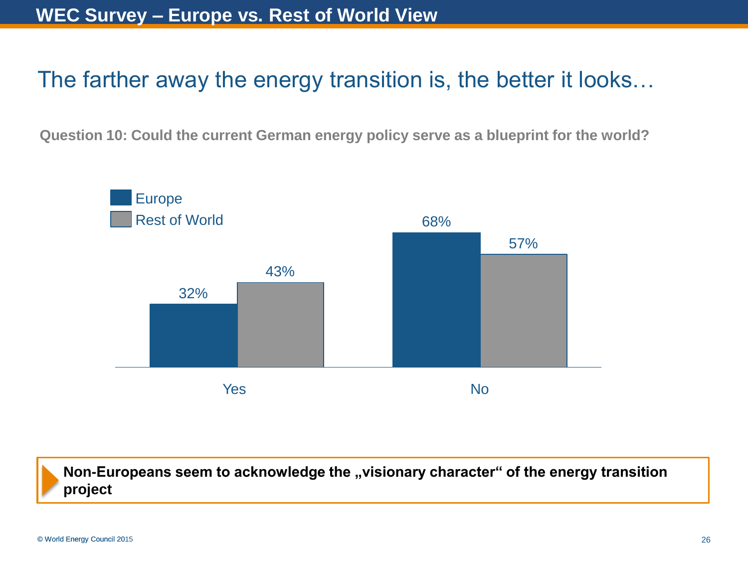# WEC Survey – Europe vs. Rest of World View

## The farther away the energy transition is, the better it looks…

**Question 10: Could the current German energy policy serve as a blueprint for the world?**

| | Europe | Rest of World |
|---|---|---|
| Yes | 32% | 43% |
| No | 68% | 57% |

**Non-Europeans seem to acknowledge the „visionary character“ of the energy transition project**

© World Energy Council 2015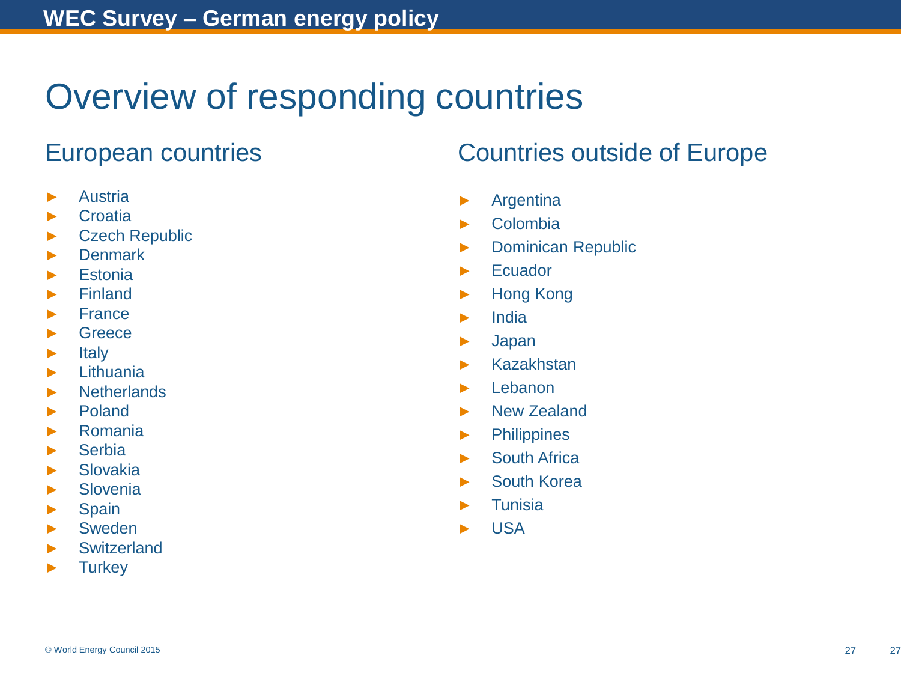# Overview of responding countries

## European countries

- Austria
- Croatia
- Czech Republic
- Denmark
- Estonia
- Finland
- France
- Greece
- Italy
- Lithuania
- Netherlands
- Poland
- Romania
- Serbia
- Slovakia
- Slovenia
- Spain
- Sweden
- Switzerland
- Turkey

## Countries outside of Europe

- Argentina
- Colombia
- Dominican Republic
- Ecuador
- Hong Kong
- India
- Japan
- Kazakhstan
- Lebanon
- New Zealand
- Philippines
- South Africa
- South Korea
- Tunisia
- USA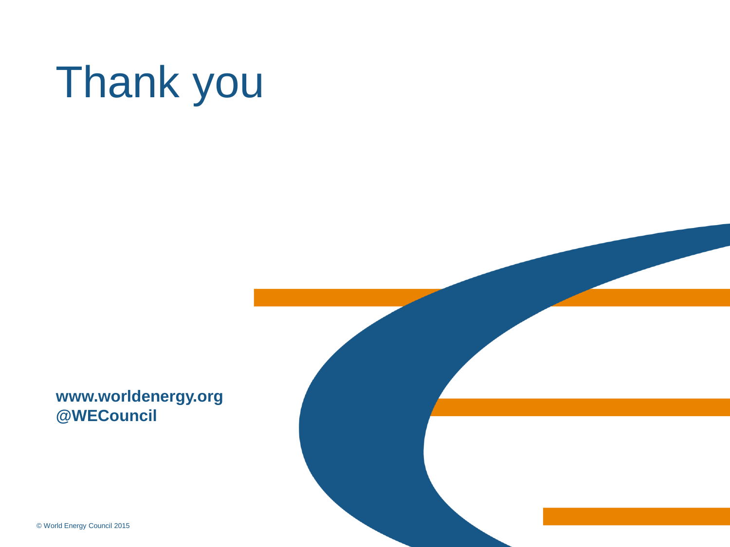# Thank you

**www.worldenergy.org**
**@WECouncil**

© World Energy Council 2015